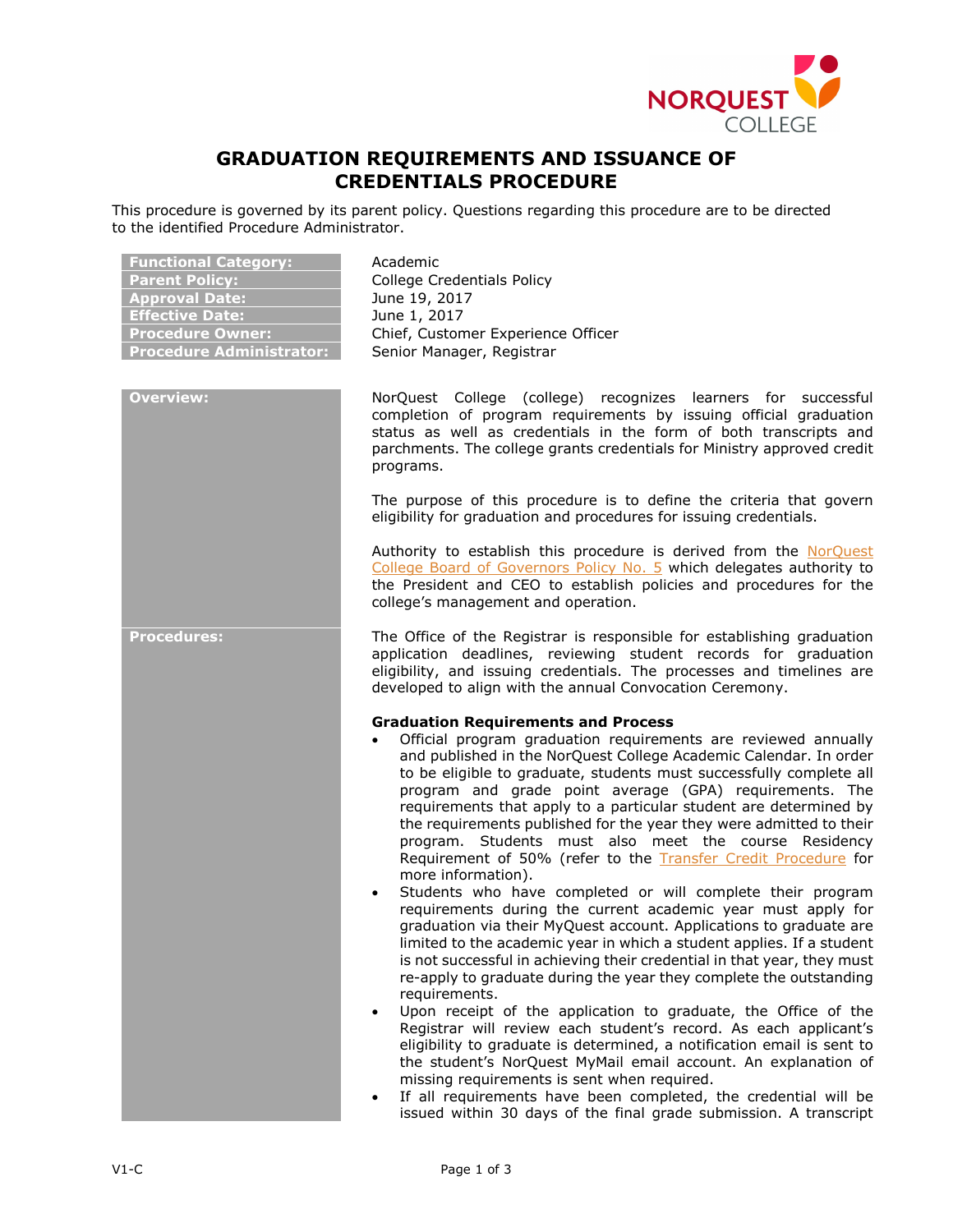# GRADUATION REQUIREMENTS AND ISSUANCE OF CREDENTIALS PROCEDURE

This procedure is governed by its parent policy. Questions regarding this procedure are to be directed to the identified Procedure Administrator.

| | |
|---|---|
| **Functional Category:** | Academic |
| **Parent Policy:** | College Credentials Policy |
| **Approval Date:** | June 19, 2017 |
| **Effective Date:** | June 1, 2017 |
| **Procedure Owner:** | Chief, Customer Experience Officer |
| **Procedure Administrator:** | Senior Manager, Registrar |

## Overview:

NorQuest College (college) recognizes learners for successful completion of program requirements by issuing official graduation status as well as credentials in the form of both transcripts and parchments. The college grants credentials for Ministry approved credit programs.

The purpose of this procedure is to define the criteria that govern eligibility for graduation and procedures for issuing credentials.

Authority to establish this procedure is derived from the NorQuest College Board of Governors Policy No. 5 which delegates authority to the President and CEO to establish policies and procedures for the college's management and operation.

## Procedures:

The Office of the Registrar is responsible for establishing graduation application deadlines, reviewing student records for graduation eligibility, and issuing credentials. The processes and timelines are developed to align with the annual Convocation Ceremony.

### Graduation Requirements and Process

- Official program graduation requirements are reviewed annually and published in the NorQuest College Academic Calendar. In order to be eligible to graduate, students must successfully complete all program and grade point average (GPA) requirements. The requirements that apply to a particular student are determined by the requirements published for the year they were admitted to their program. Students must also meet the course Residency Requirement of 50% (refer to the Transfer Credit Procedure for more information).
- Students who have completed or will complete their program requirements during the current academic year must apply for graduation via their MyQuest account. Applications to graduate are limited to the academic year in which a student applies. If a student is not successful in achieving their credential in that year, they must re-apply to graduate during the year they complete the outstanding requirements.
- Upon receipt of the application to graduate, the Office of the Registrar will review each student's record. As each applicant's eligibility to graduate is determined, a notification email is sent to the student's NorQuest MyMail email account. An explanation of missing requirements is sent when required.
- If all requirements have been completed, the credential will be issued within 30 days of the final grade submission. A transcript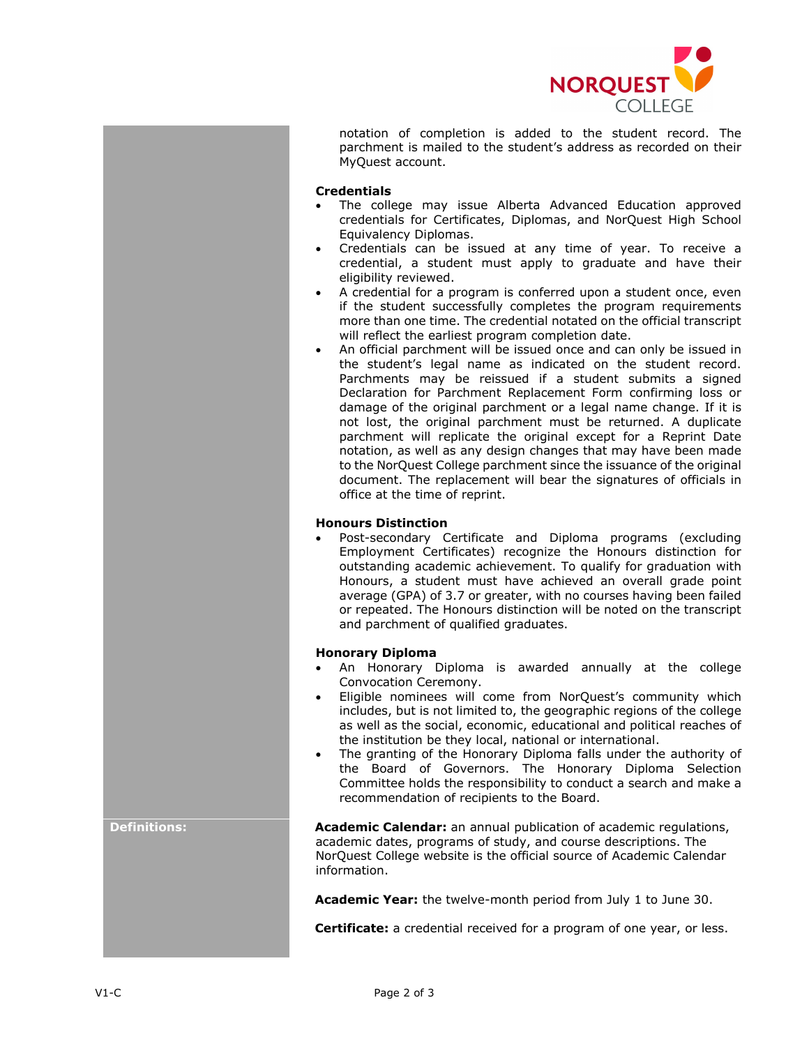notation of completion is added to the student record. The parchment is mailed to the student's address as recorded on their MyQuest account.

**Credentials**

- The college may issue Alberta Advanced Education approved credentials for Certificates, Diplomas, and NorQuest High School Equivalency Diplomas.
- Credentials can be issued at any time of year. To receive a credential, a student must apply to graduate and have their eligibility reviewed.
- A credential for a program is conferred upon a student once, even if the student successfully completes the program requirements more than one time. The credential notated on the official transcript will reflect the earliest program completion date.
- An official parchment will be issued once and can only be issued in the student's legal name as indicated on the student record. Parchments may be reissued if a student submits a signed Declaration for Parchment Replacement Form confirming loss or damage of the original parchment or a legal name change. If it is not lost, the original parchment must be returned. A duplicate parchment will replicate the original except for a Reprint Date notation, as well as any design changes that may have been made to the NorQuest College parchment since the issuance of the original document. The replacement will bear the signatures of officials in office at the time of reprint.

**Honours Distinction**

- Post-secondary Certificate and Diploma programs (excluding Employment Certificates) recognize the Honours distinction for outstanding academic achievement. To qualify for graduation with Honours, a student must have achieved an overall grade point average (GPA) of 3.7 or greater, with no courses having been failed or repeated. The Honours distinction will be noted on the transcript and parchment of qualified graduates.

**Honorary Diploma**

- An Honorary Diploma is awarded annually at the college Convocation Ceremony.
- Eligible nominees will come from NorQuest's community which includes, but is not limited to, the geographic regions of the college as well as the social, economic, educational and political reaches of the institution be they local, national or international.
- The granting of the Honorary Diploma falls under the authority of the Board of Governors. The Honorary Diploma Selection Committee holds the responsibility to conduct a search and make a recommendation of recipients to the Board.

**Definitions:**

**Academic Calendar:** an annual publication of academic regulations, academic dates, programs of study, and course descriptions. The NorQuest College website is the official source of Academic Calendar information.

**Academic Year:** the twelve-month period from July 1 to June 30.

**Certificate:** a credential received for a program of one year, or less.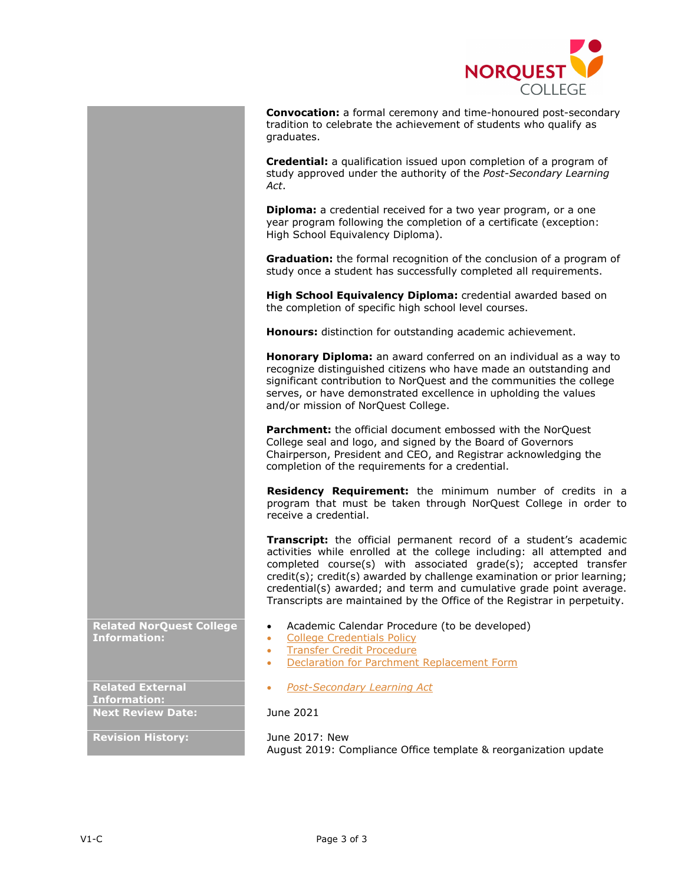**Convocation:** a formal ceremony and time-honoured post-secondary tradition to celebrate the achievement of students who qualify as graduates.

**Credential:** a qualification issued upon completion of a program of study approved under the authority of the *Post-Secondary Learning Act*.

**Diploma:** a credential received for a two year program, or a one year program following the completion of a certificate (exception: High School Equivalency Diploma).

**Graduation:** the formal recognition of the conclusion of a program of study once a student has successfully completed all requirements.

**High School Equivalency Diploma:** credential awarded based on the completion of specific high school level courses.

**Honours:** distinction for outstanding academic achievement.

**Honorary Diploma:** an award conferred on an individual as a way to recognize distinguished citizens who have made an outstanding and significant contribution to NorQuest and the communities the college serves, or have demonstrated excellence in upholding the values and/or mission of NorQuest College.

**Parchment:** the official document embossed with the NorQuest College seal and logo, and signed by the Board of Governors Chairperson, President and CEO, and Registrar acknowledging the completion of the requirements for a credential.

**Residency Requirement:** the minimum number of credits in a program that must be taken through NorQuest College in order to receive a credential.

**Transcript:** the official permanent record of a student's academic activities while enrolled at the college including: all attempted and completed course(s) with associated grade(s); accepted transfer credit(s); credit(s) awarded by challenge examination or prior learning; credential(s) awarded; and term and cumulative grade point average. Transcripts are maintained by the Office of the Registrar in perpetuity.

| | |
|---|---|
| **Related NorQuest College Information:** | • Academic Calendar Procedure (to be developed)<br>• College Credentials Policy<br>• Transfer Credit Procedure<br>• Declaration for Parchment Replacement Form |
| **Related External Information:** | • *Post-Secondary Learning Act* |
| **Next Review Date:** | June 2021 |
| **Revision History:** | June 2017: New<br>August 2019: Compliance Office template & reorganization update |

V1-C